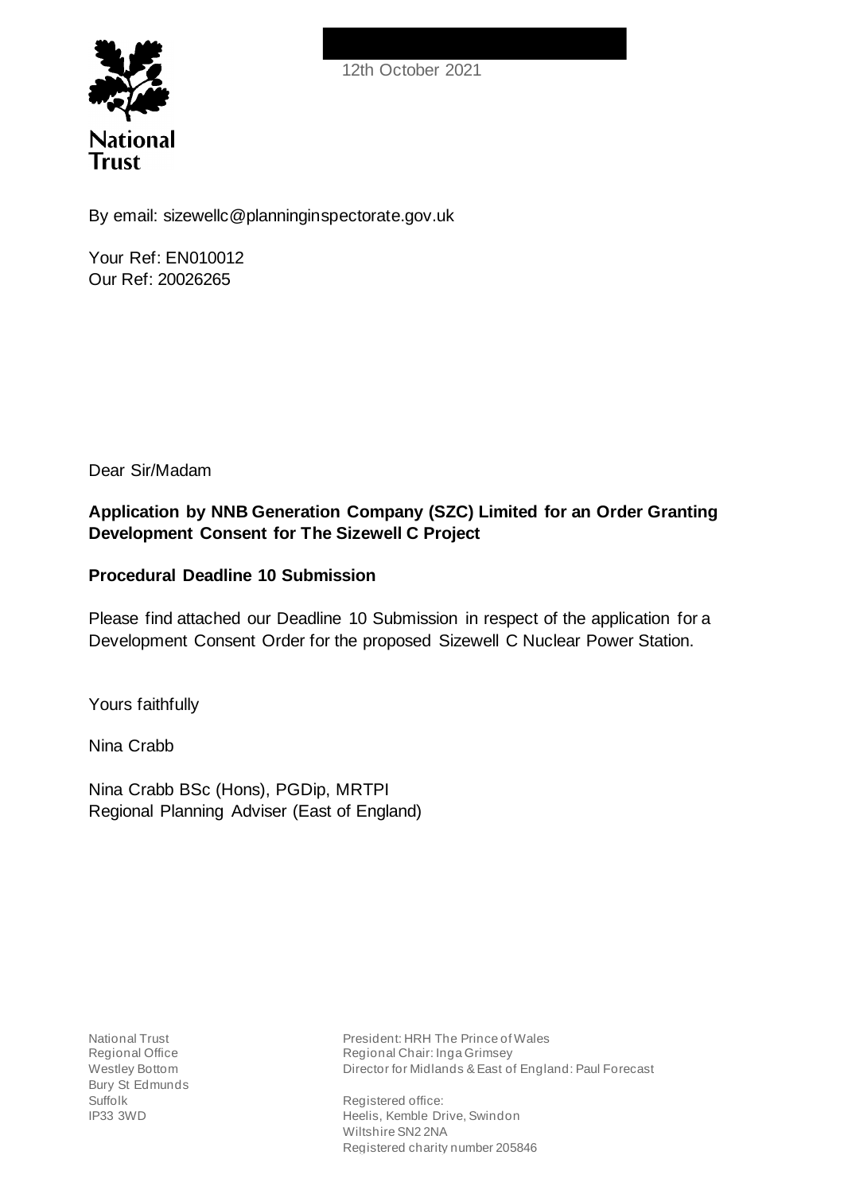National Trust

12th October 2021

By email: sizewellc@planninginspectorate.gov.uk

Your Ref: EN010012
Our Ref: 20026265

Dear Sir/Madam

**Application by NNB Generation Company (SZC) Limited for an Order Granting Development Consent for The Sizewell C Project**

**Procedural Deadline 10 Submission**

Please find attached our Deadline 10 Submission in respect of the application for a Development Consent Order for the proposed Sizewell C Nuclear Power Station.

Yours faithfully

Nina Crabb

Nina Crabb BSc (Hons), PGDip, MRTPI
Regional Planning Adviser (East of England)

National Trust
Regional Office
Westley Bottom
Bury St Edmunds
Suffolk
IP33 3WD

President: HRH The Prince of Wales
Regional Chair: Inga Grimsey
Director for Midlands & East of England: Paul Forecast

Registered office:
Heelis, Kemble Drive, Swindon
Wiltshire SN2 2NA
Registered charity number 205846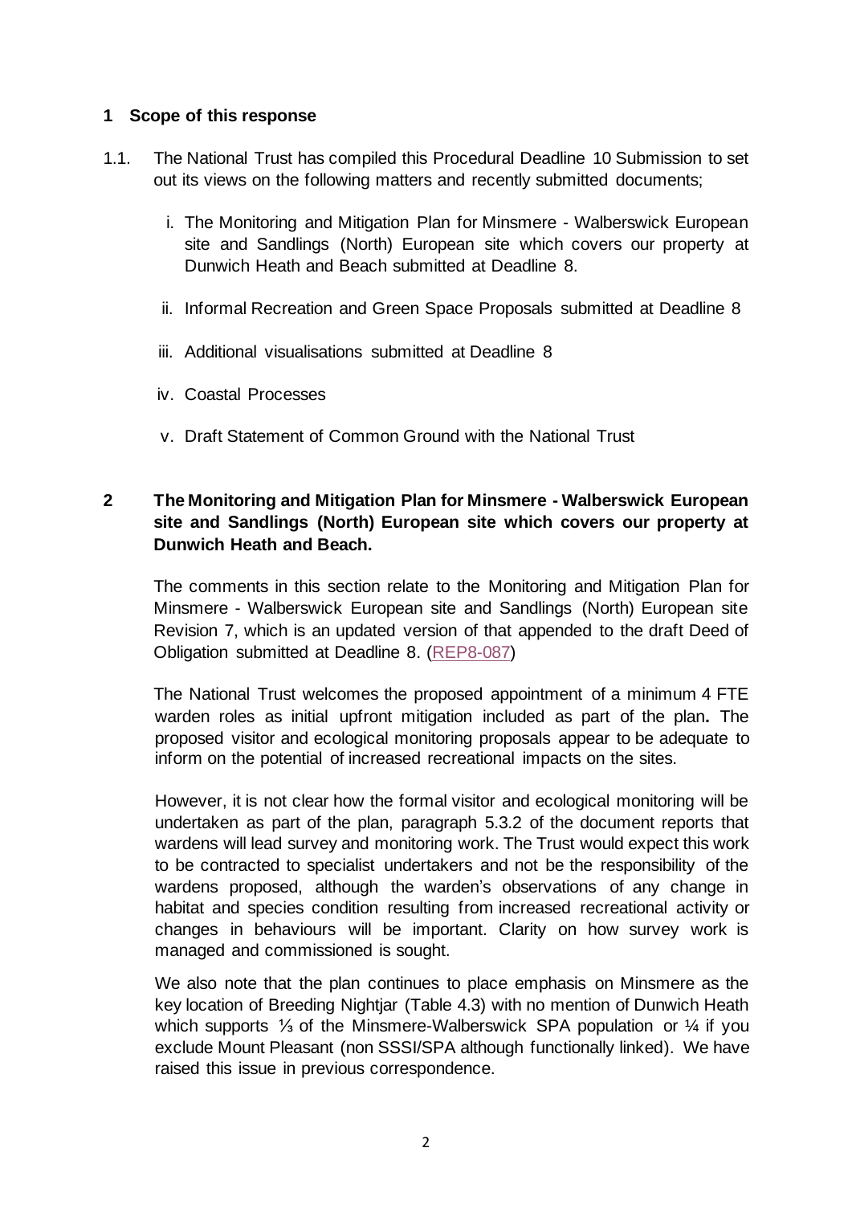## 1 Scope of this response

1.1. The National Trust has compiled this Procedural Deadline 10 Submission to set out its views on the following matters and recently submitted documents;

   i. The Monitoring and Mitigation Plan for Minsmere - Walberswick European site and Sandlings (North) European site which covers our property at Dunwich Heath and Beach submitted at Deadline 8.

   ii. Informal Recreation and Green Space Proposals submitted at Deadline 8

   iii. Additional visualisations submitted at Deadline 8

   iv. Coastal Processes

   v. Draft Statement of Common Ground with the National Trust

## 2 The Monitoring and Mitigation Plan for Minsmere - Walberswick European site and Sandlings (North) European site which covers our property at Dunwich Heath and Beach.

The comments in this section relate to the Monitoring and Mitigation Plan for Minsmere - Walberswick European site and Sandlings (North) European site Revision 7, which is an updated version of that appended to the draft Deed of Obligation submitted at Deadline 8. (REP8-087)

The National Trust welcomes the proposed appointment of a minimum 4 FTE warden roles as initial upfront mitigation included as part of the plan**.** The proposed visitor and ecological monitoring proposals appear to be adequate to inform on the potential of increased recreational impacts on the sites.

However, it is not clear how the formal visitor and ecological monitoring will be undertaken as part of the plan, paragraph 5.3.2 of the document reports that wardens will lead survey and monitoring work. The Trust would expect this work to be contracted to specialist undertakers and not be the responsibility of the wardens proposed, although the warden's observations of any change in habitat and species condition resulting from increased recreational activity or changes in behaviours will be important. Clarity on how survey work is managed and commissioned is sought.

We also note that the plan continues to place emphasis on Minsmere as the key location of Breeding Nightjar (Table 4.3) with no mention of Dunwich Heath which supports ⅓ of the Minsmere-Walberswick SPA population or ¼ if you exclude Mount Pleasant (non SSSI/SPA although functionally linked). We have raised this issue in previous correspondence.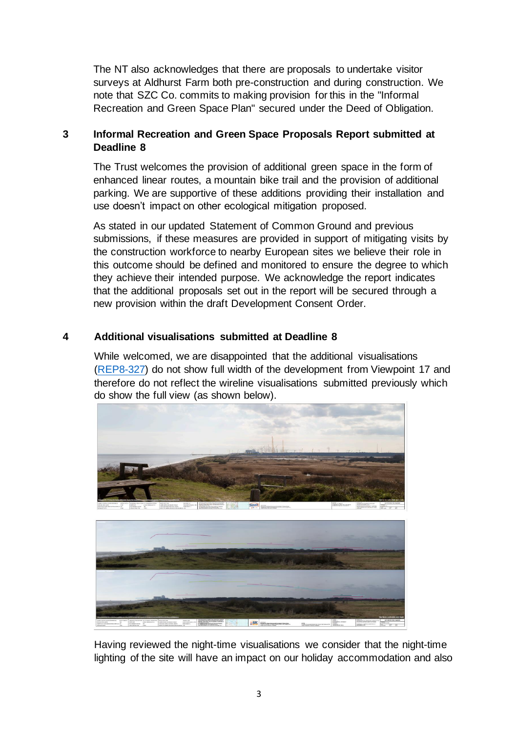The NT also acknowledges that there are proposals to undertake visitor surveys at Aldhurst Farm both pre-construction and during construction. We note that SZC Co. commits to making provision for this in the "Informal Recreation and Green Space Plan" secured under the Deed of Obligation.

## 3 Informal Recreation and Green Space Proposals Report submitted at Deadline 8

The Trust welcomes the provision of additional green space in the form of enhanced linear routes, a mountain bike trail and the provision of additional parking. We are supportive of these additions providing their installation and use doesn't impact on other ecological mitigation proposed.

As stated in our updated Statement of Common Ground and previous submissions, if these measures are provided in support of mitigating visits by the construction workforce to nearby European sites we believe their role in this outcome should be defined and monitored to ensure the degree to which they achieve their intended purpose. We acknowledge the report indicates that the additional proposals set out in the report will be secured through a new provision within the draft Development Consent Order.

## 4 Additional visualisations submitted at Deadline 8

While welcomed, we are disappointed that the additional visualisations (REP8-327) do not show full width of the development from Viewpoint 17 and therefore do not reflect the wireline visualisations submitted previously which do show the full view (as shown below).

Having reviewed the night-time visualisations we consider that the night-time lighting of the site will have an impact on our holiday accommodation and also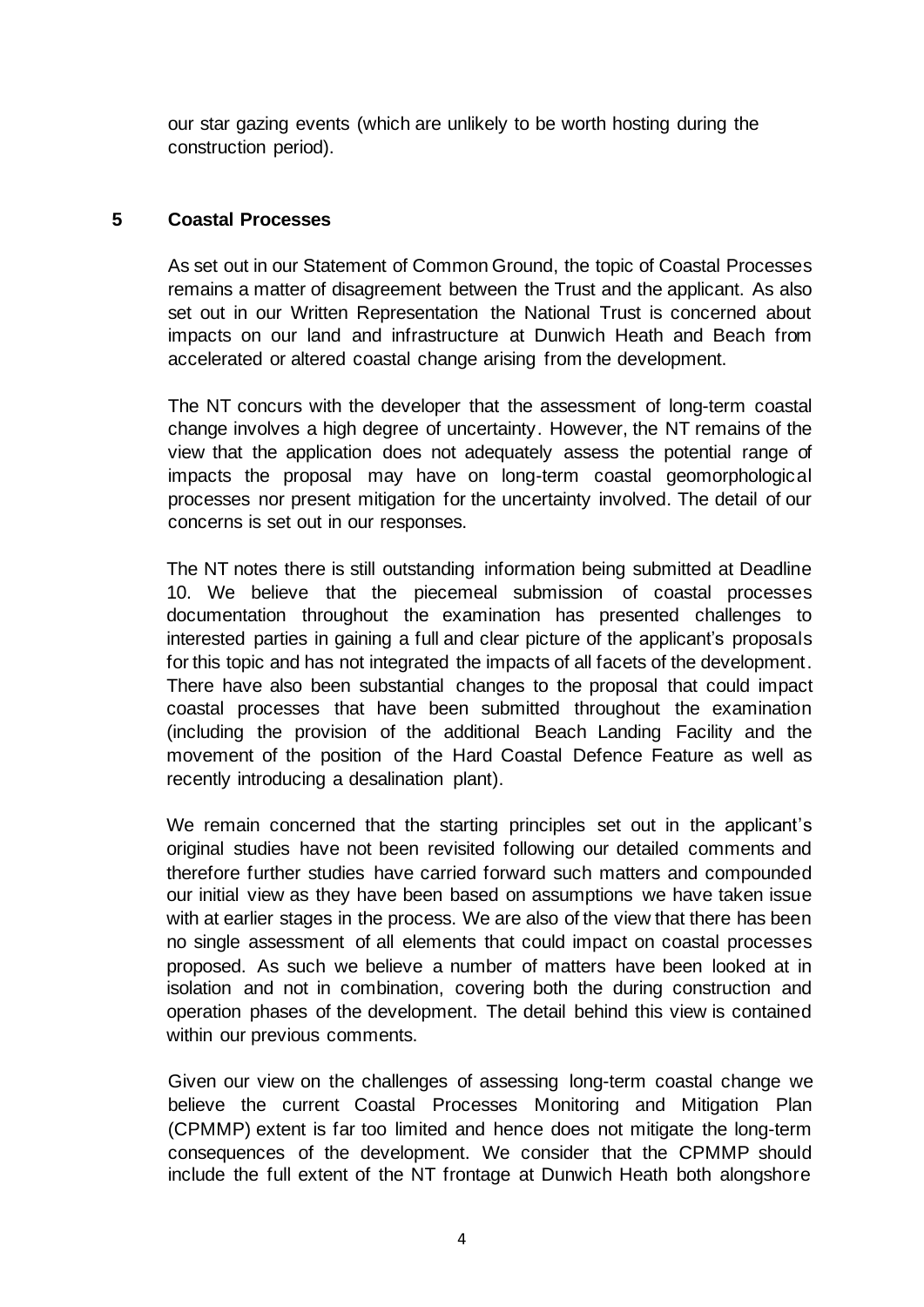our star gazing events (which are unlikely to be worth hosting during the construction period).

## 5 Coastal Processes

As set out in our Statement of Common Ground, the topic of Coastal Processes remains a matter of disagreement between the Trust and the applicant. As also set out in our Written Representation the National Trust is concerned about impacts on our land and infrastructure at Dunwich Heath and Beach from accelerated or altered coastal change arising from the development.

The NT concurs with the developer that the assessment of long-term coastal change involves a high degree of uncertainty. However, the NT remains of the view that the application does not adequately assess the potential range of impacts the proposal may have on long-term coastal geomorphological processes nor present mitigation for the uncertainty involved. The detail of our concerns is set out in our responses.

The NT notes there is still outstanding information being submitted at Deadline 10. We believe that the piecemeal submission of coastal processes documentation throughout the examination has presented challenges to interested parties in gaining a full and clear picture of the applicant's proposals for this topic and has not integrated the impacts of all facets of the development. There have also been substantial changes to the proposal that could impact coastal processes that have been submitted throughout the examination (including the provision of the additional Beach Landing Facility and the movement of the position of the Hard Coastal Defence Feature as well as recently introducing a desalination plant).

We remain concerned that the starting principles set out in the applicant's original studies have not been revisited following our detailed comments and therefore further studies have carried forward such matters and compounded our initial view as they have been based on assumptions we have taken issue with at earlier stages in the process. We are also of the view that there has been no single assessment of all elements that could impact on coastal processes proposed. As such we believe a number of matters have been looked at in isolation and not in combination, covering both the during construction and operation phases of the development. The detail behind this view is contained within our previous comments.

Given our view on the challenges of assessing long-term coastal change we believe the current Coastal Processes Monitoring and Mitigation Plan (CPMMP) extent is far too limited and hence does not mitigate the long-term consequences of the development. We consider that the CPMMP should include the full extent of the NT frontage at Dunwich Heath both alongshore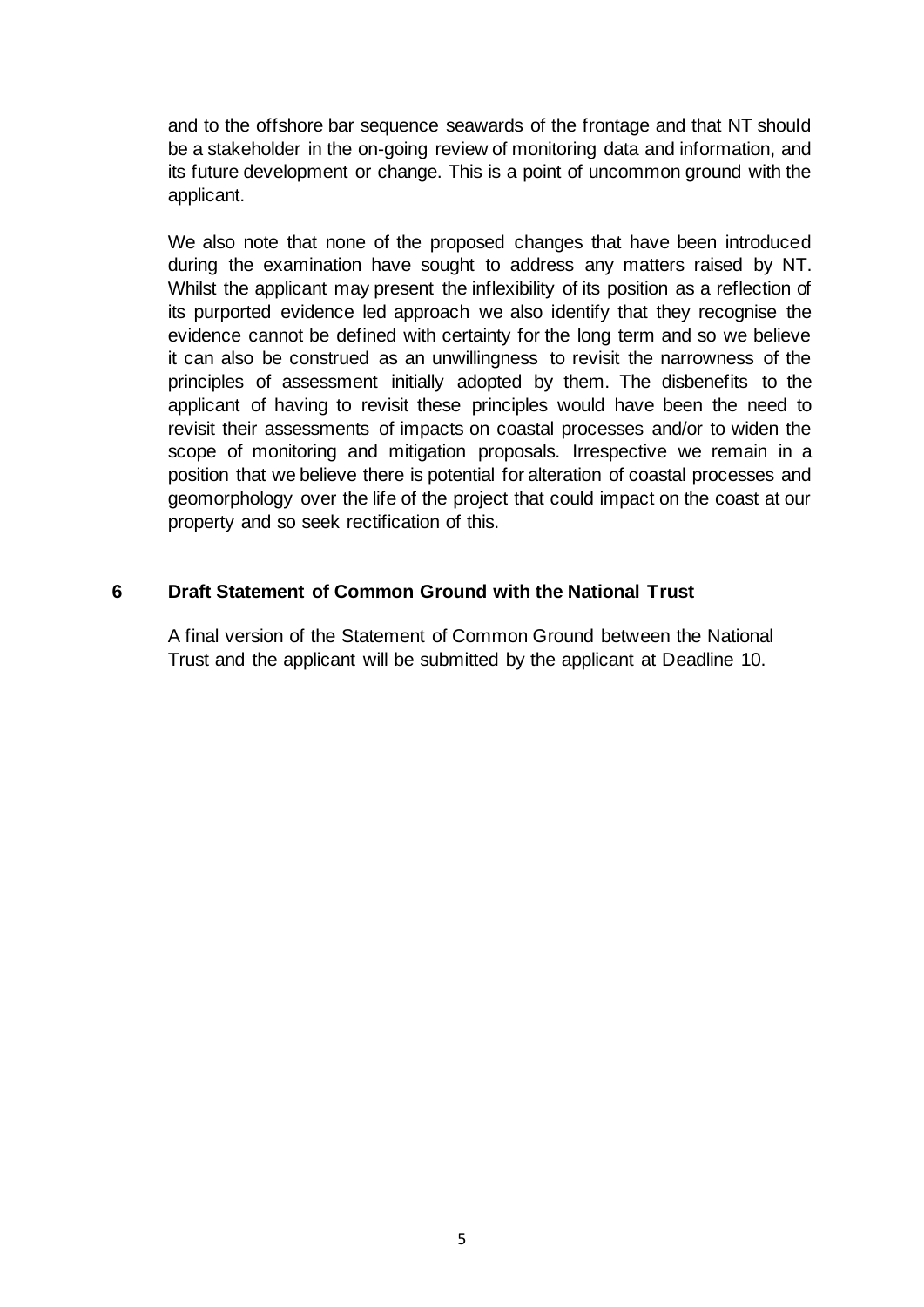and to the offshore bar sequence seawards of the frontage and that NT should be a stakeholder in the on-going review of monitoring data and information, and its future development or change. This is a point of uncommon ground with the applicant.

We also note that none of the proposed changes that have been introduced during the examination have sought to address any matters raised by NT. Whilst the applicant may present the inflexibility of its position as a reflection of its purported evidence led approach we also identify that they recognise the evidence cannot be defined with certainty for the long term and so we believe it can also be construed as an unwillingness to revisit the narrowness of the principles of assessment initially adopted by them. The disbenefits to the applicant of having to revisit these principles would have been the need to revisit their assessments of impacts on coastal processes and/or to widen the scope of monitoring and mitigation proposals. Irrespective we remain in a position that we believe there is potential for alteration of coastal processes and geomorphology over the life of the project that could impact on the coast at our property and so seek rectification of this.

## 6 Draft Statement of Common Ground with the National Trust

A final version of the Statement of Common Ground between the National Trust and the applicant will be submitted by the applicant at Deadline 10.